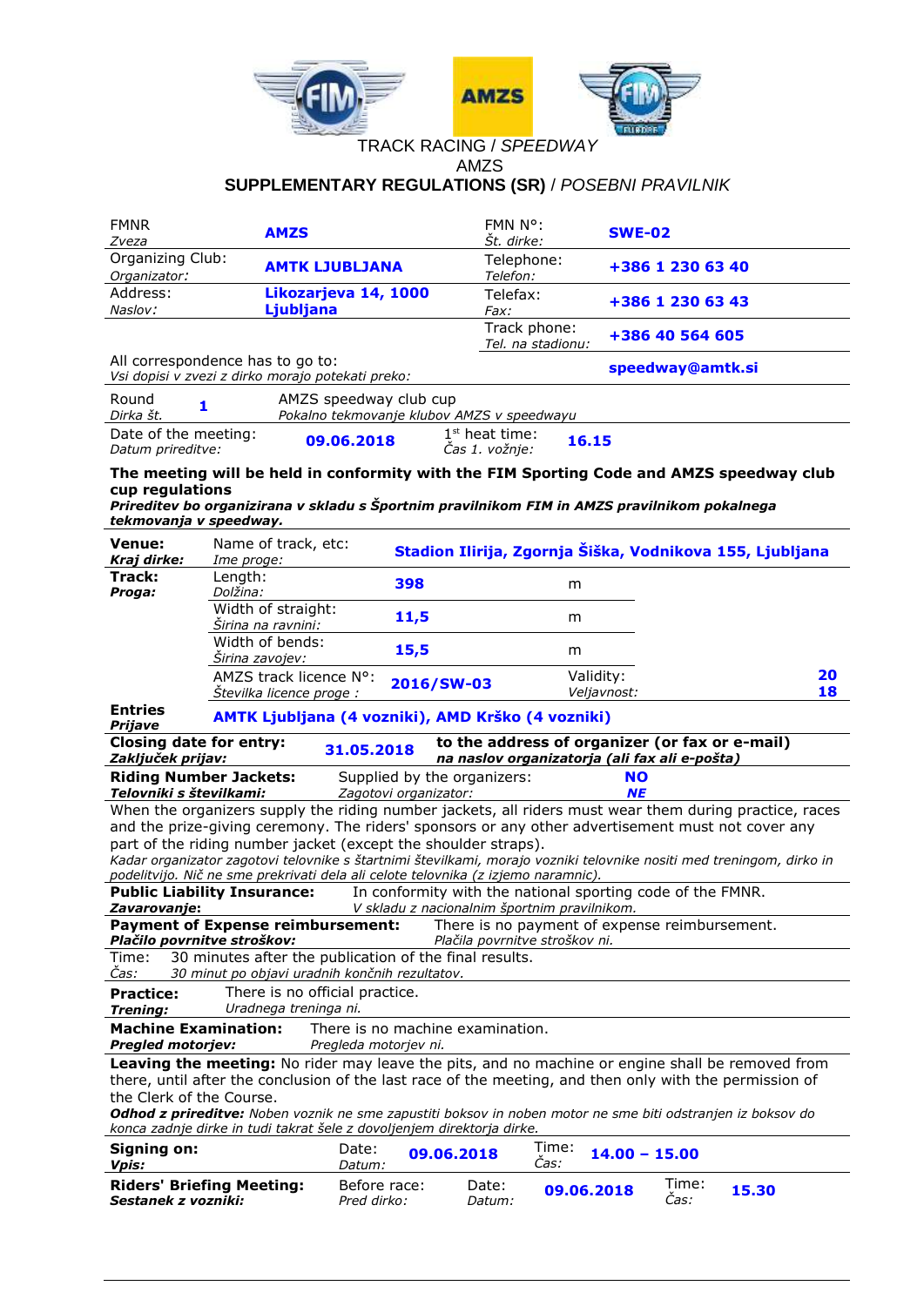TRACK RACING / *SPEEDWAY*

AMZS

**SUPPLEMENTARY REGULATIONS (SR)** / *POSEBNI PRAVILNIK*

| | | | |
|---|---|---|---|
| FMNR *Zveza* | **AMZS** | FMN N°: *Št. dirke:* | **SWE-02** |
| Organizing Club: *Organizator:* | **AMTK LJUBLJANA** | Telephone: *Telefon:* | **+386 1 230 63 40** |
| Address: *Naslov:* | **Likozarjeva 14, 1000 Ljubljana** | Telefax: *Fax:* | **+386 1 230 63 43** |
| | | Track phone: *Tel. na stadionu:* | **+386 40 564 605** |
| All correspondence has to go to: *Vsi dopisi v zvezi z dirko morajo potekati preko:* | | | **speedway@amtk.si** |

| | | | | |
|---|---|---|---|---|
| Round *Dirka št.* | **1** | AMZS speedway club cup *Pokalno tekmovanje klubov AMZS v speedwayu* | | |
| Date of the meeting: *Datum prireditve:* | **09.06.2018** | 1st heat time: *Čas 1. vožnje:* | **16.15** | |

**The meeting will be held in conformity with the FIM Sporting Code and AMZS speedway club cup regulations**
***Prireditev bo organizirana v skladu s Športnim pravilnikom FIM in AMZS pravilnikom pokalnega tekmovanja v speedway.***

| | | | | |
|---|---|---|---|---|
| **Venue:** ***Kraj dirke:*** | Name of track, etc: *Ime proge:* | **Stadion Ilirija, Zgornja Šiška, Vodnikova 155, Ljubljana** | | |
| **Track:** ***Proga:*** | Length: *Dolžina:* | **398** | m | |
| | Width of straight: *Širina na ravnini:* | **11,5** | m | |
| | Width of bends: *Širina zavojev:* | **15,5** | m | |
| | AMZS track licence N°: *Številka licence proge :* | **2016/SW-03** | Validity: *Veljavnost:* | **2018** |
| **Entries** ***Prijave*** | **AMTK Ljubljana (4 vozniki), AMD Krško (4 vozniki)** | | | |

| | | |
|---|---|---|
| **Closing date for entry:** ***Zaključek prijav:*** | **31.05.2018** | **to the address of organizer (or fax or e-mail)** ***na naslov organizatorja (ali fax ali e-pošta)*** |
| **Riding Number Jackets:** ***Telovniki s številkami:*** | Supplied by the organizers: *Zagotovi organizator:* | **NO** ***NE*** |

When the organizers supply the riding number jackets, all riders must wear them during practice, races and the prize-giving ceremony. The riders' sponsors or any other advertisement must not cover any part of the riding number jacket (except the shoulder straps).
*Kadar organizator zagotovi telovnike s štartnimi številkami, morajo vozniki telovnike nositi med treningom, dirko in podelitvijo. Nič ne sme prekrivati dela ali celote telovnika (z izjemo naramnic).*

**Public Liability Insurance:** In conformity with the national sporting code of the FMNR.
***Zavarovanje:*** *V skladu z nacionalnim športnim pravilnikom.*

**Payment of Expense reimbursement:** There is no payment of expense reimbursement.
***Plačilo povrnitve stroškov:*** *Plačila povrnitve stroškov ni.*

Time: 30 minutes after the publication of the final results.
*Čas: 30 minut po objavi uradnih končnih rezultatov.*

**Practice:** There is no official practice.
***Trening:*** *Uradnega treninga ni.*

**Machine Examination:** There is no machine examination.
***Pregled motorjev:*** *Pregleda motorjev ni.*

**Leaving the meeting:** No rider may leave the pits, and no machine or engine shall be removed from there, until after the conclusion of the last race of the meeting, and then only with the permission of the Clerk of the Course.
***Odhod z prireditve:*** *Noben voznik ne sme zapustiti boksov in noben motor ne sme biti odstranjen iz boksov do konca zadnje dirke in tudi takrat šele z dovoljenjem direktorja dirke.*

| | | | | | | |
|---|---|---|---|---|---|---|
| **Signing on:** ***Vpis:*** | Date: *Datum:* | **09.06.2018** | Time: *Čas:* | **14.00 – 15.00** | | |
| **Riders' Briefing Meeting:** ***Sestanek z vozniki:*** | Before race: *Pred dirko:* | Date: *Datum:* | **09.06.2018** | Time: *Čas:* | **15.30** | |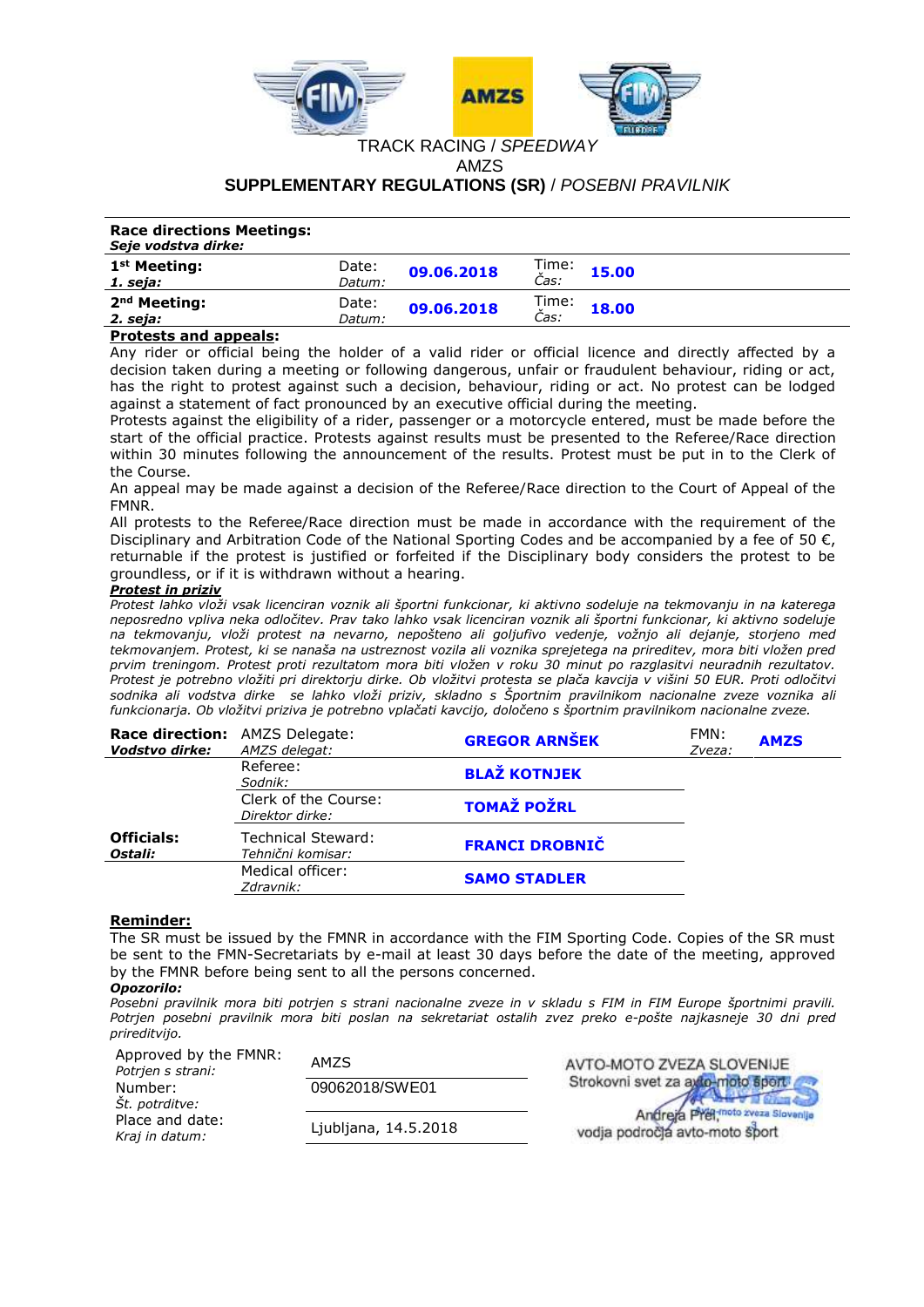TRACK RACING / *SPEEDWAY*

AMZS

**SUPPLEMENTARY REGULATIONS (SR)** / *POSEBNI PRAVILNIK*

| **Race directions Meetings:** *Seje vodstva dirke:* | | | | |
|---|---|---|---|---|
| **1st Meeting:** *1. seja:* | Date: *Datum:* | **09.06.2018** | Time: *Čas:* | **15.00** |
| **2nd Meeting:** *2. seja:* | Date: *Datum:* | **09.06.2018** | Time: *Čas:* | **18.00** |

**Protests and appeals:**

Any rider or official being the holder of a valid rider or official licence and directly affected by a decision taken during a meeting or following dangerous, unfair or fraudulent behaviour, riding or act, has the right to protest against such a decision, behaviour, riding or act. No protest can be lodged against a statement of fact pronounced by an executive official during the meeting.

Protests against the eligibility of a rider, passenger or a motorcycle entered, must be made before the start of the official practice. Protests against results must be presented to the Referee/Race direction within 30 minutes following the announcement of the results. Protest must be put in to the Clerk of the Course.

An appeal may be made against a decision of the Referee/Race direction to the Court of Appeal of the FMNR.

All protests to the Referee/Race direction must be made in accordance with the requirement of the Disciplinary and Arbitration Code of the National Sporting Codes and be accompanied by a fee of 50 €, returnable if the protest is justified or forfeited if the Disciplinary body considers the protest to be groundless, or if it is withdrawn without a hearing.

***Protest in priziv***

*Protest lahko vloži vsak licenciran voznik ali športni funkcionar, ki aktivno sodeluje na tekmovanju in na katerega neposredno vpliva neka odločitev. Prav tako lahko vsak licenciran voznik ali športni funkcionar, ki aktivno sodeluje na tekmovanju, vloži protest na nevarno, nepošteno ali goljufivo vedenje, vožnjo ali dejanje, storjeno med tekmovanjem. Protest, ki se nanaša na ustreznost vozila ali voznika sprejetega na prireditev, mora biti vložen pred prvim treningom. Protest proti rezultatom mora biti vložen v roku 30 minut po razglasitvi neuradnih rezultatov. Protest je potrebno vložiti pri direktorju dirke. Ob vložitvi protesta se plača kavcija v višini 50 EUR. Proti odločitvi sodnika ali vodstva dirke se lahko vloži priziv, skladno s Športnim pravilnikom nacionalne zveze voznika ali funkcionarja. Ob vložitvi priziva je potrebno vplačati kavcijo, določeno s športnim pravilnikom nacionalne zveze.*

| | | | | |
|---|---|---|---|---|
| **Race direction:** *Vodstvo dirke:* | AMZS Delegate: *AMZS delegat:* | **GREGOR ARNŠEK** | FMN: *Zveza:* | **AMZS** |
| | Referee: *Sodnik:* | **BLAŽ KOTNJEK** | | |
| | Clerk of the Course: *Direktor dirke:* | **TOMAŽ POŽRL** | | |
| **Officials:** *Ostali:* | Technical Steward: *Tehnični komisar:* | **FRANCI DROBNIČ** | | |
| | Medical officer: *Zdravnik:* | **SAMO STADLER** | | |

**Reminder:**

The SR must be issued by the FMNR in accordance with the FIM Sporting Code. Copies of the SR must be sent to the FMN-Secretariats by e-mail at least 30 days before the date of the meeting, approved by the FMNR before being sent to all the persons concerned.

***Opozorilo:***

*Posebni pravilnik mora biti potrjen s strani nacionalne zveze in v skladu s FIM in FIM Europe športnimi pravili. Potrjen posebni pravilnik mora biti poslan na sekretariat ostalih zvez preko e-pošte najkasneje 30 dni pred prireditvijo.*

| | |
|---|---|
| Approved by the FMNR: *Potrjen s strani:* | AMZS |
| Number: *Št. potrditve:* | 09062018/SWE01 |
| Place and date: *Kraj in datum:* | Ljubljana, 14.5.2018 |

AVTO-MOTO ZVEZA SLOVENIJE
Strokovni svet za avto-moto šport
Andreja Prel,
vodja področja avto-moto šport